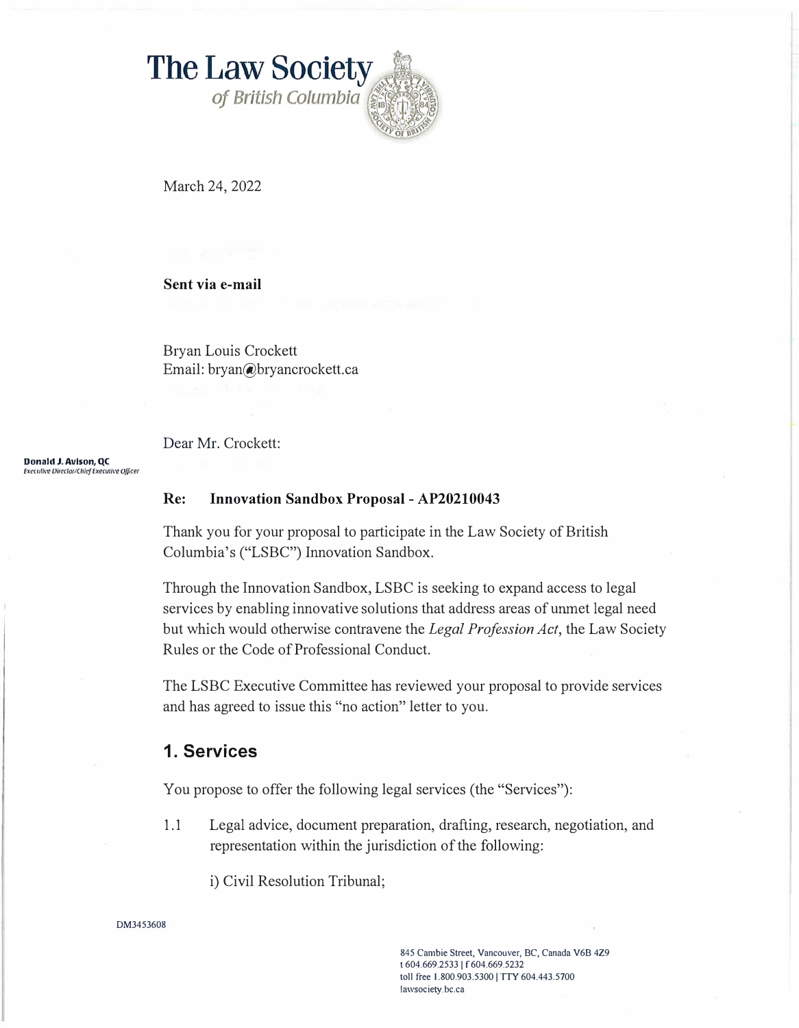# The Law Society *of British Columbia*

March 24, 2022

**Sent via e-mail**

Bryan Louis Crockett
Email: bryan@bryancrockett.ca

Dear Mr. Crockett:

**Donald J. Avison, QC**
*Executive Director/Chief Executive Officer*

**Re: Innovation Sandbox Proposal - AP20210043**

Thank you for your proposal to participate in the Law Society of British Columbia's ("LSBC") Innovation Sandbox.

Through the Innovation Sandbox, LSBC is seeking to expand access to legal services by enabling innovative solutions that address areas of unmet legal need but which would otherwise contravene the *Legal Profession Act*, the Law Society Rules or the Code of Professional Conduct.

The LSBC Executive Committee has reviewed your proposal to provide services and has agreed to issue this "no action" letter to you.

## 1. Services

You propose to offer the following legal services (the "Services"):

1.1 Legal advice, document preparation, drafting, research, negotiation, and representation within the jurisdiction of the following:

i) Civil Resolution Tribunal;

DM3453608

845 Cambie Street, Vancouver, BC, Canada V6B 4Z9
t 604.669.2533 | f 604.669.5232
toll free 1.800.903.5300 | TTY 604.443.5700
lawsociety.bc.ca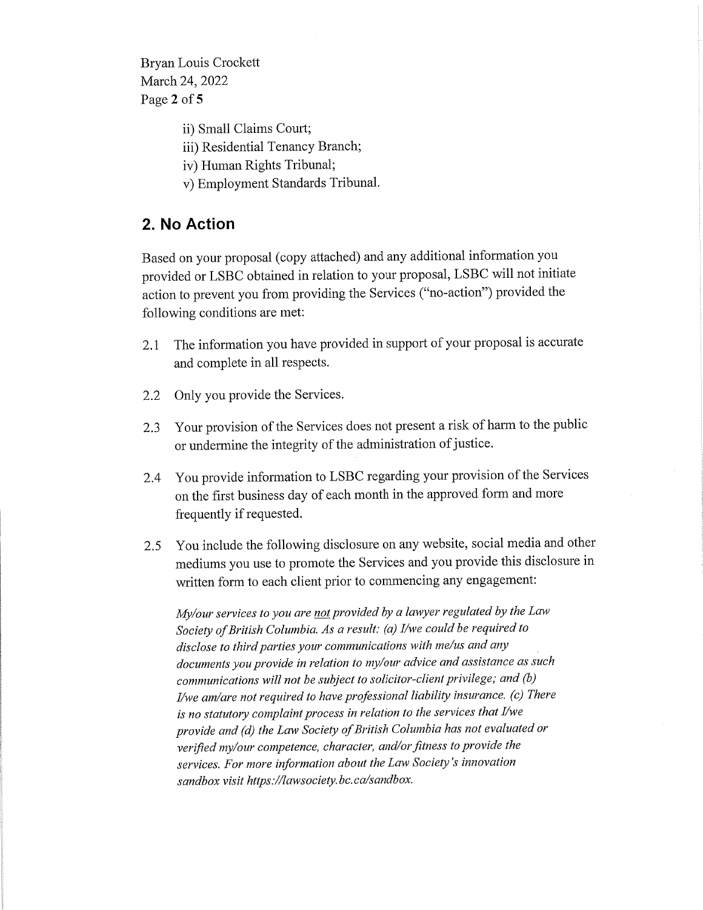ii) Small Claims Court;

iii) Residential Tenancy Branch;

iv) Human Rights Tribunal;

v) Employment Standards Tribunal.

## 2. No Action

Based on your proposal (copy attached) and any additional information you provided or LSBC obtained in relation to your proposal, LSBC will not initiate action to prevent you from providing the Services ("no-action") provided the following conditions are met:

2.1 The information you have provided in support of your proposal is accurate and complete in all respects.

2.2 Only you provide the Services.

2.3 Your provision of the Services does not present a risk of harm to the public or undermine the integrity of the administration of justice.

2.4 You provide information to LSBC regarding your provision of the Services on the first business day of each month in the approved form and more frequently if requested.

2.5 You include the following disclosure on any website, social media and other mediums you use to promote the Services and you provide this disclosure in written form to each client prior to commencing any engagement:

*My/our services to you are <u>not</u> provided by a lawyer regulated by the Law Society of British Columbia. As a result: (a) I/we could be required to disclose to third parties your communications with me/us and any documents you provide in relation to my/our advice and assistance as such communications will not be subject to solicitor-client privilege; and (b) I/we am/are not required to have professional liability insurance. (c) There is no statutory complaint process in relation to the services that I/we provide and (d) the Law Society of British Columbia has not evaluated or verified my/our competence, character, and/or fitness to provide the services. For more information about the Law Society's innovation sandbox visit https://lawsociety.bc.ca/sandbox.*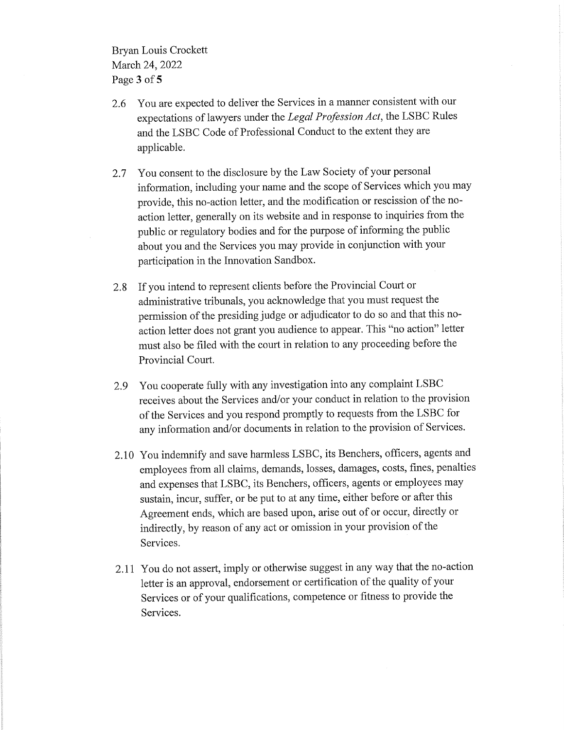2.6 You are expected to deliver the Services in a manner consistent with our expectations of lawyers under the *Legal Profession Act*, the LSBC Rules and the LSBC Code of Professional Conduct to the extent they are applicable.

2.7 You consent to the disclosure by the Law Society of your personal information, including your name and the scope of Services which you may provide, this no-action letter, and the modification or rescission of the no-action letter, generally on its website and in response to inquiries from the public or regulatory bodies and for the purpose of informing the public about you and the Services you may provide in conjunction with your participation in the Innovation Sandbox.

2.8 If you intend to represent clients before the Provincial Court or administrative tribunals, you acknowledge that you must request the permission of the presiding judge or adjudicator to do so and that this no-action letter does not grant you audience to appear. This "no action" letter must also be filed with the court in relation to any proceeding before the Provincial Court.

2.9 You cooperate fully with any investigation into any complaint LSBC receives about the Services and/or your conduct in relation to the provision of the Services and you respond promptly to requests from the LSBC for any information and/or documents in relation to the provision of Services.

2.10 You indemnify and save harmless LSBC, its Benchers, officers, agents and employees from all claims, demands, losses, damages, costs, fines, penalties and expenses that LSBC, its Benchers, officers, agents or employees may sustain, incur, suffer, or be put to at any time, either before or after this Agreement ends, which are based upon, arise out of or occur, directly or indirectly, by reason of any act or omission in your provision of the Services.

2.11 You do not assert, imply or otherwise suggest in any way that the no-action letter is an approval, endorsement or certification of the quality of your Services or of your qualifications, competence or fitness to provide the Services.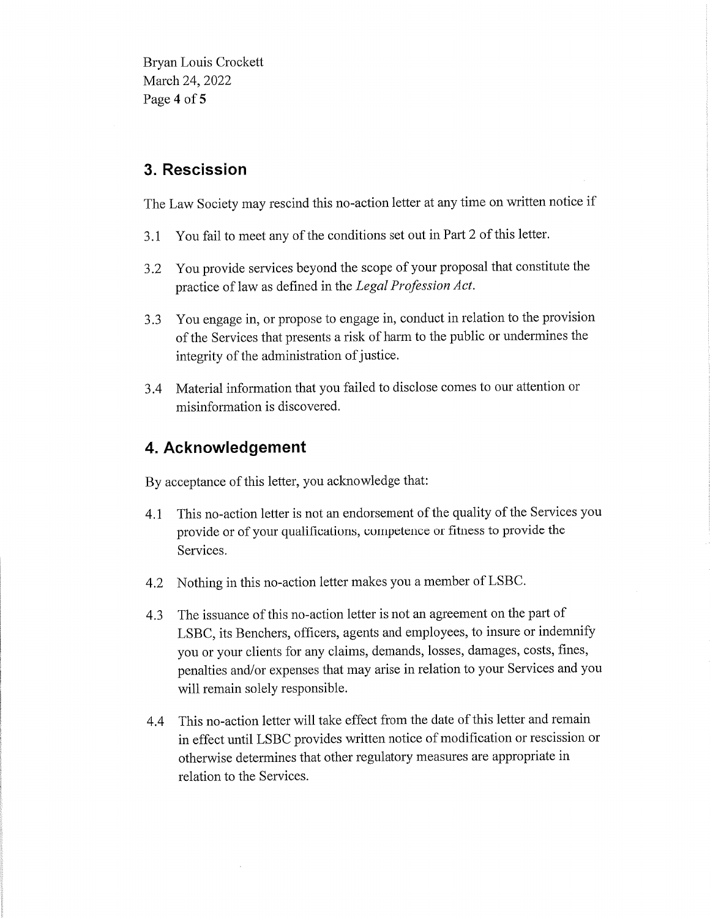## 3. Rescission

The Law Society may rescind this no-action letter at any time on written notice if

3.1 You fail to meet any of the conditions set out in Part 2 of this letter.

3.2 You provide services beyond the scope of your proposal that constitute the practice of law as defined in the *Legal Profession Act.*

3.3 You engage in, or propose to engage in, conduct in relation to the provision of the Services that presents a risk of harm to the public or undermines the integrity of the administration of justice.

3.4 Material information that you failed to disclose comes to our attention or misinformation is discovered.

## 4. Acknowledgement

By acceptance of this letter, you acknowledge that:

4.1 This no-action letter is not an endorsement of the quality of the Services you provide or of your qualifications, competence or fitness to provide the Services.

4.2 Nothing in this no-action letter makes you a member of LSBC.

4.3 The issuance of this no-action letter is not an agreement on the part of LSBC, its Benchers, officers, agents and employees, to insure or indemnify you or your clients for any claims, demands, losses, damages, costs, fines, penalties and/or expenses that may arise in relation to your Services and you will remain solely responsible.

4.4 This no-action letter will take effect from the date of this letter and remain in effect until LSBC provides written notice of modification or rescission or otherwise determines that other regulatory measures are appropriate in relation to the Services.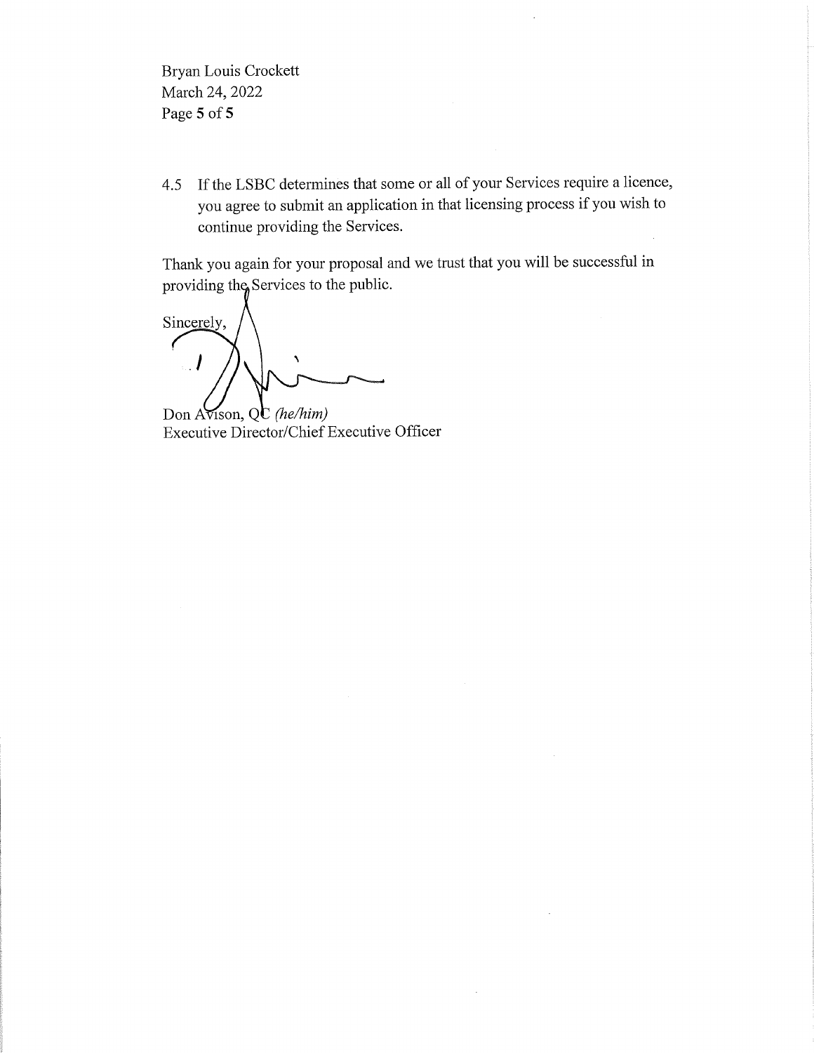4.5 If the LSBC determines that some or all of your Services require a licence, you agree to submit an application in that licensing process if you wish to continue providing the Services.

Thank you again for your proposal and we trust that you will be successful in providing the Services to the public.

Sincerely,

Don Avison, QC *(he/him)*
Executive Director/Chief Executive Officer